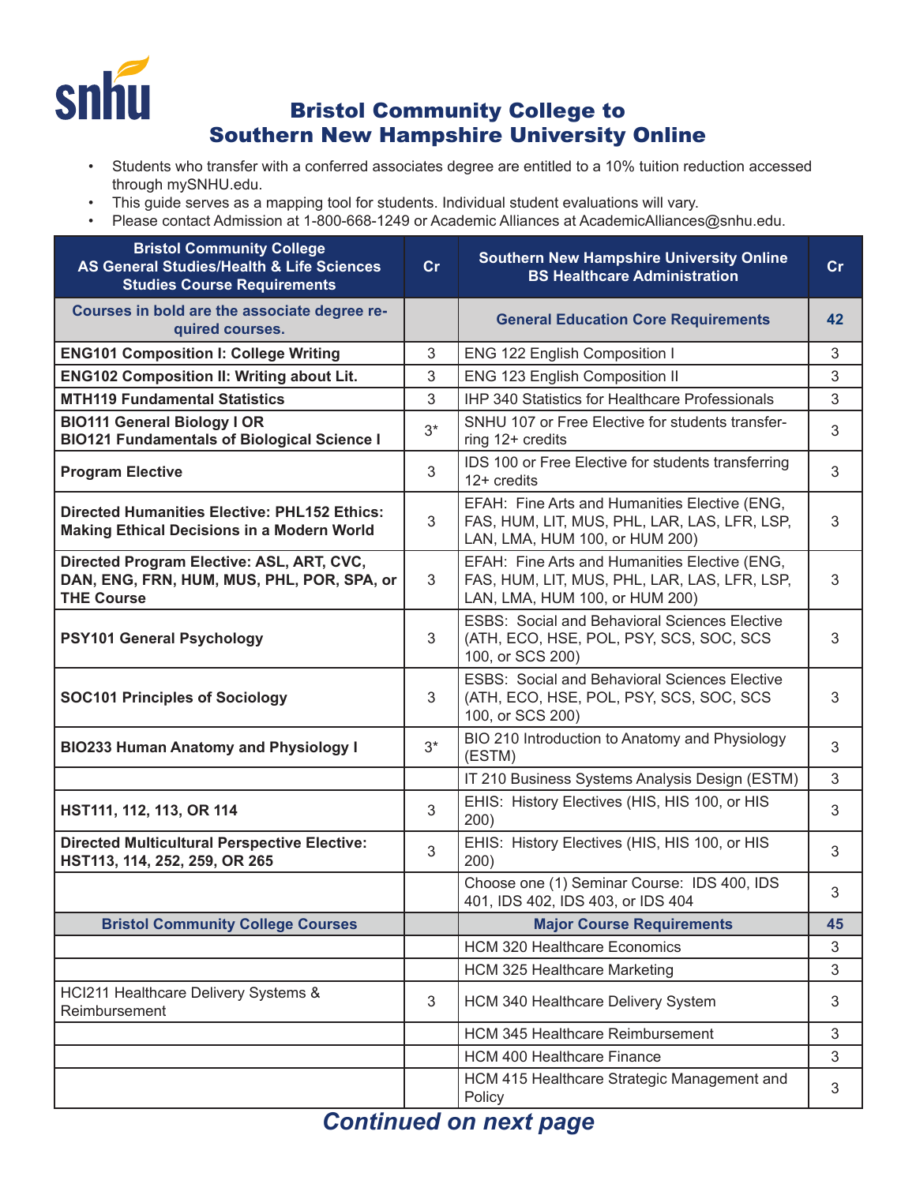# Bristol Community College to Southern New Hampshire University Online

- Students who transfer with a conferred associates degree are entitled to a 10% tuition reduction accessed through mySNHU.edu.
- This guide serves as a mapping tool for students. Individual student evaluations will vary.
- Please contact Admission at 1-800-668-1249 or Academic Alliances at AcademicAlliances@snhu.edu.

| Bristol Community College AS General Studies/Health & Life Sciences Studies Course Requirements | Cr | Southern New Hampshire University Online BS Healthcare Administration | Cr |
|---|---|---|---|
| Courses in bold are the associate degree required courses. | | General Education Core Requirements | 42 |
| **ENG101 Composition I: College Writing** | 3 | ENG 122 English Composition I | 3 |
| **ENG102 Composition II: Writing about Lit.** | 3 | ENG 123 English Composition II | 3 |
| **MTH119 Fundamental Statistics** | 3 | IHP 340 Statistics for Healthcare Professionals | 3 |
| **BIO111 General Biology I OR BIO121 Fundamentals of Biological Science I** | 3* | SNHU 107 or Free Elective for students transferring 12+ credits | 3 |
| **Program Elective** | 3 | IDS 100 or Free Elective for students transferring 12+ credits | 3 |
| **Directed Humanities Elective: PHL152 Ethics: Making Ethical Decisions in a Modern World** | 3 | EFAH: Fine Arts and Humanities Elective (ENG, FAS, HUM, LIT, MUS, PHL, LAR, LAS, LFR, LSP, LAN, LMA, HUM 100, or HUM 200) | 3 |
| **Directed Program Elective: ASL, ART, CVC, DAN, ENG, FRN, HUM, MUS, PHL, POR, SPA, or THE Course** | 3 | EFAH: Fine Arts and Humanities Elective (ENG, FAS, HUM, LIT, MUS, PHL, LAR, LAS, LFR, LSP, LAN, LMA, HUM 100, or HUM 200) | 3 |
| **PSY101 General Psychology** | 3 | ESBS: Social and Behavioral Sciences Elective (ATH, ECO, HSE, POL, PSY, SCS, SOC, SCS 100, or SCS 200) | 3 |
| **SOC101 Principles of Sociology** | 3 | ESBS: Social and Behavioral Sciences Elective (ATH, ECO, HSE, POL, PSY, SCS, SOC, SCS 100, or SCS 200) | 3 |
| **BIO233 Human Anatomy and Physiology I** | 3* | BIO 210 Introduction to Anatomy and Physiology (ESTM) | 3 |
| | | IT 210 Business Systems Analysis Design (ESTM) | 3 |
| **HST111, 112, 113, OR 114** | 3 | EHIS: History Electives (HIS, HIS 100, or HIS 200) | 3 |
| **Directed Multicultural Perspective Elective: HST113, 114, 252, 259, OR 265** | 3 | EHIS: History Electives (HIS, HIS 100, or HIS 200) | 3 |
| | | Choose one (1) Seminar Course: IDS 400, IDS 401, IDS 402, IDS 403, or IDS 404 | 3 |
| Bristol Community College Courses | | Major Course Requirements | 45 |
| | | HCM 320 Healthcare Economics | 3 |
| | | HCM 325 Healthcare Marketing | 3 |
| HCI211 Healthcare Delivery Systems & Reimbursement | 3 | HCM 340 Healthcare Delivery System | 3 |
| | | HCM 345 Healthcare Reimbursement | 3 |
| | | HCM 400 Healthcare Finance | 3 |
| | | HCM 415 Healthcare Strategic Management and Policy | 3 |

***Continued on next page***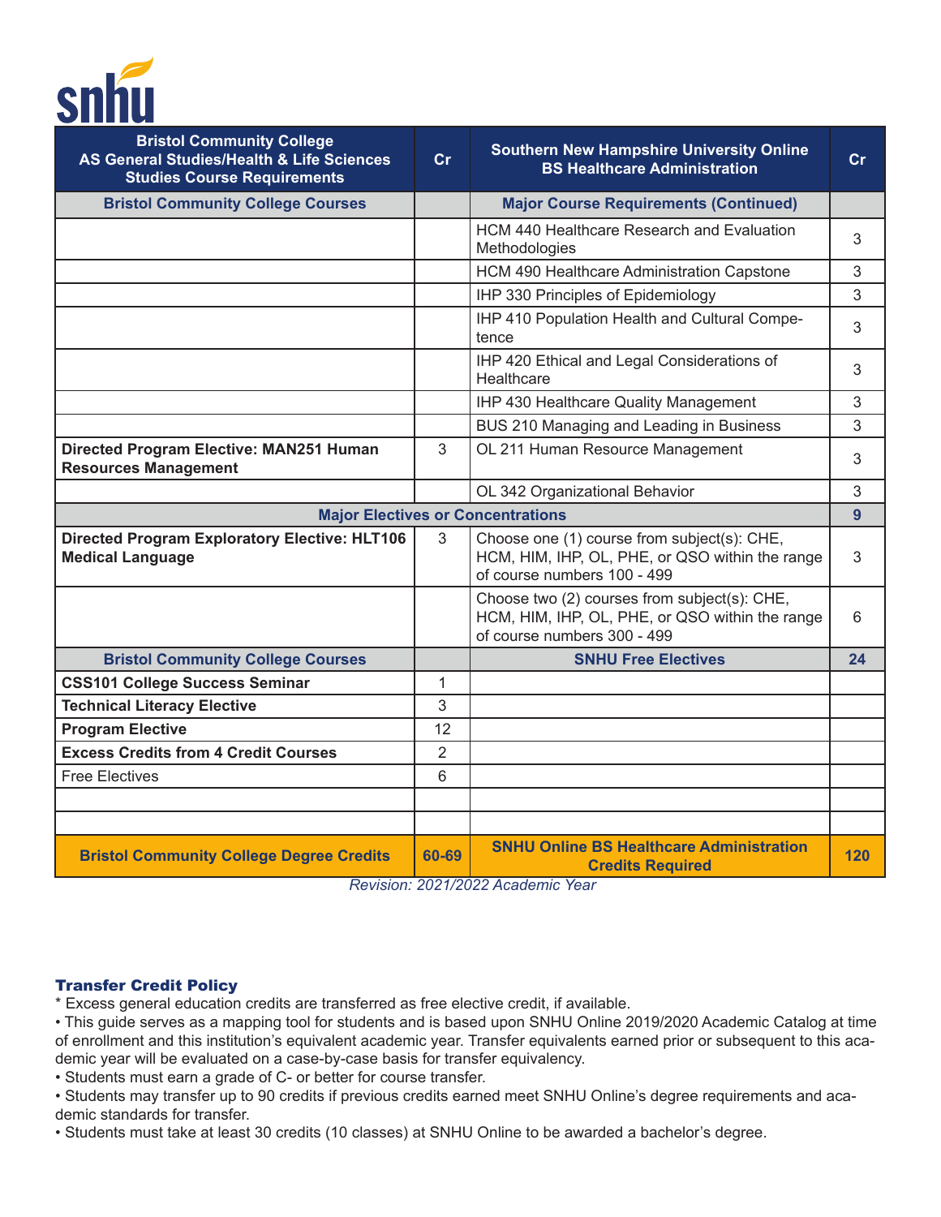snhu

| Bristol Community College AS General Studies/Health & Life Sciences Studies Course Requirements | Cr | Southern New Hampshire University Online BS Healthcare Administration | Cr |
|---|---|---|---|
| **Bristol Community College Courses** | | **Major Course Requirements (Continued)** | |
| | | HCM 440 Healthcare Research and Evaluation Methodologies | 3 |
| | | HCM 490 Healthcare Administration Capstone | 3 |
| | | IHP 330 Principles of Epidemiology | 3 |
| | | IHP 410 Population Health and Cultural Competence | 3 |
| | | IHP 420 Ethical and Legal Considerations of Healthcare | 3 |
| | | IHP 430 Healthcare Quality Management | 3 |
| | | BUS 210 Managing and Leading in Business | 3 |
| **Directed Program Elective: MAN251 Human Resources Management** | 3 | OL 211 Human Resource Management | 3 |
| | | OL 342 Organizational Behavior | 3 |
| **Major Electives or Concentrations** | | | **9** |
| **Directed Program Exploratory Elective: HLT106 Medical Language** | 3 | Choose one (1) course from subject(s): CHE, HCM, HIM, IHP, OL, PHE, or QSO within the range of course numbers 100 - 499 | 3 |
| | | Choose two (2) courses from subject(s): CHE, HCM, HIM, IHP, OL, PHE, or QSO within the range of course numbers 300 - 499 | 6 |
| **Bristol Community College Courses** | | **SNHU Free Electives** | **24** |
| **CSS101 College Success Seminar** | 1 | | |
| **Technical Literacy Elective** | 3 | | |
| **Program Elective** | 12 | | |
| **Excess Credits from 4 Credit Courses** | 2 | | |
| Free Electives | 6 | | |
| | | | |
| | | | |
| **Bristol Community College Degree Credits** | **60-69** | **SNHU Online BS Healthcare Administration Credits Required** | **120** |

*Revision: 2021/2022 Academic Year*

### Transfer Credit Policy

\* Excess general education credits are transferred as free elective credit, if available.

- This guide serves as a mapping tool for students and is based upon SNHU Online 2019/2020 Academic Catalog at time of enrollment and this institution's equivalent academic year. Transfer equivalents earned prior or subsequent to this academic year will be evaluated on a case-by-case basis for transfer equivalency.
- Students must earn a grade of C- or better for course transfer.
- Students may transfer up to 90 credits if previous credits earned meet SNHU Online's degree requirements and academic standards for transfer.
- Students must take at least 30 credits (10 classes) at SNHU Online to be awarded a bachelor's degree.